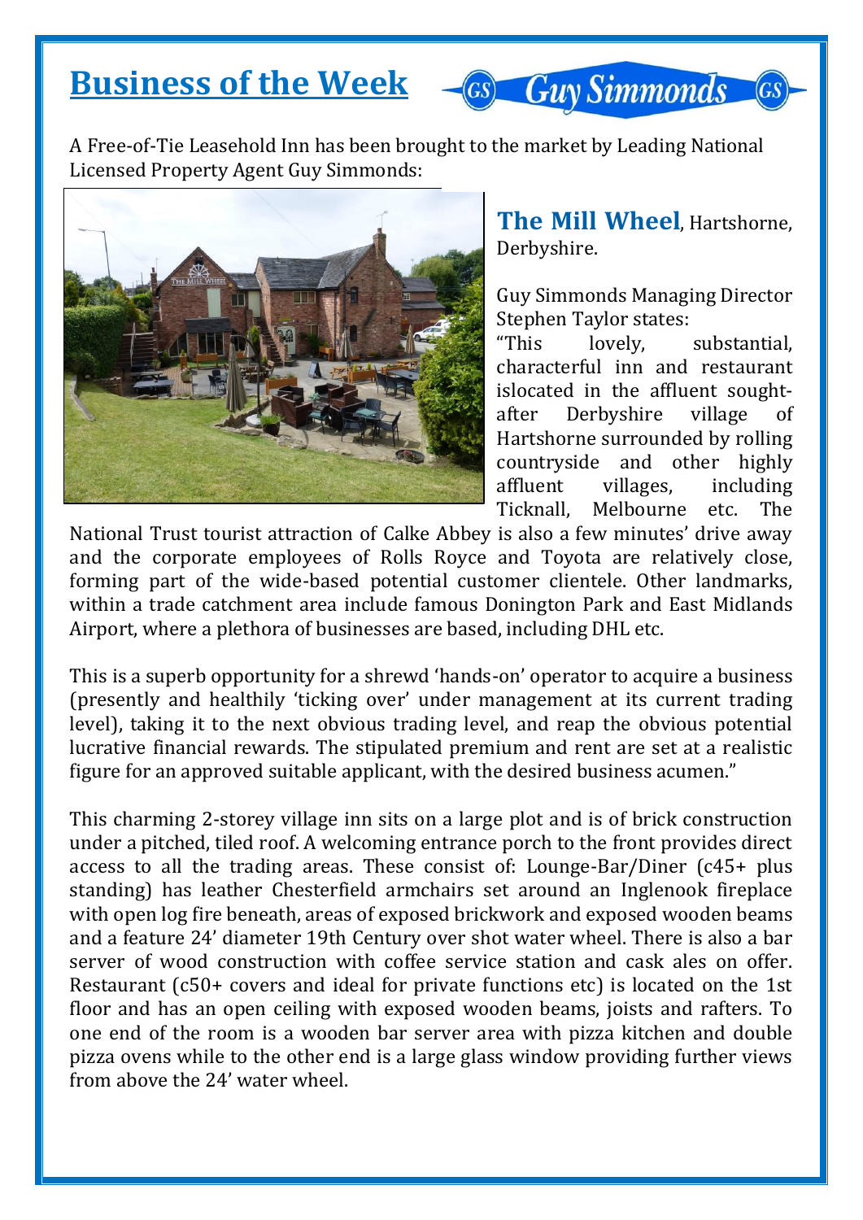# Business of the Week

Guy Simmonds

A Free-of-Tie Leasehold Inn has been brought to the market by Leading National Licensed Property Agent Guy Simmonds:

**The Mill Wheel**, Hartshorne, Derbyshire.

Guy Simmonds Managing Director Stephen Taylor states:

"This lovely, substantial, characterful inn and restaurant islocated in the affluent sought-after Derbyshire village of Hartshorne surrounded by rolling countryside and other highly affluent villages, including Ticknall, Melbourne etc. The National Trust tourist attraction of Calke Abbey is also a few minutes' drive away and the corporate employees of Rolls Royce and Toyota are relatively close, forming part of the wide-based potential customer clientele. Other landmarks, within a trade catchment area include famous Donington Park and East Midlands Airport, where a plethora of businesses are based, including DHL etc.

This is a superb opportunity for a shrewd 'hands-on' operator to acquire a business (presently and healthily 'ticking over' under management at its current trading level), taking it to the next obvious trading level, and reap the obvious potential lucrative financial rewards. The stipulated premium and rent are set at a realistic figure for an approved suitable applicant, with the desired business acumen."

This charming 2-storey village inn sits on a large plot and is of brick construction under a pitched, tiled roof. A welcoming entrance porch to the front provides direct access to all the trading areas. These consist of: Lounge-Bar/Diner (c45+ plus standing) has leather Chesterfield armchairs set around an Inglenook fireplace with open log fire beneath, areas of exposed brickwork and exposed wooden beams and a feature 24' diameter 19th Century over shot water wheel. There is also a bar server of wood construction with coffee service station and cask ales on offer. Restaurant (c50+ covers and ideal for private functions etc) is located on the 1st floor and has an open ceiling with exposed wooden beams, joists and rafters. To one end of the room is a wooden bar server area with pizza kitchen and double pizza ovens while to the other end is a large glass window providing further views from above the 24' water wheel.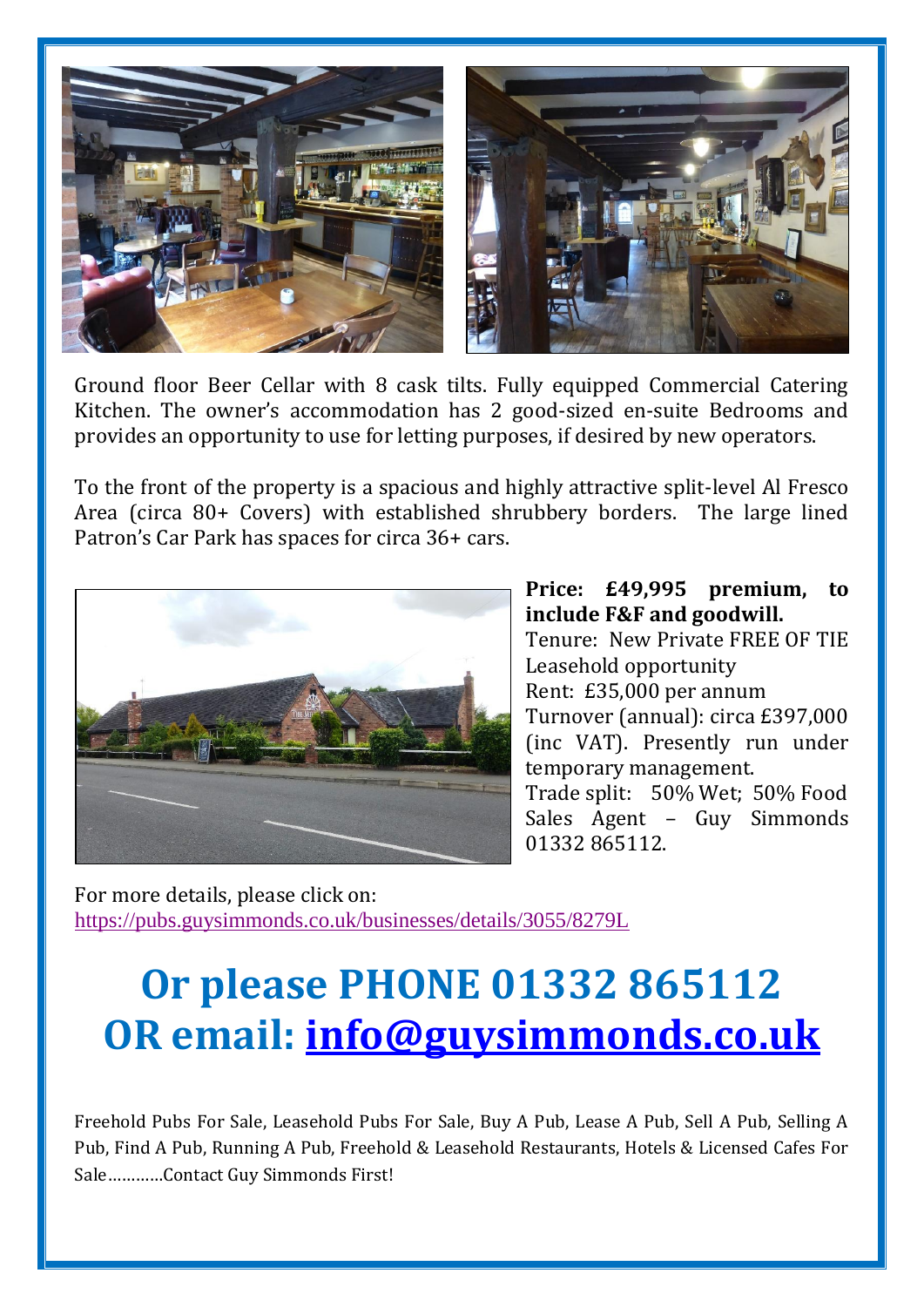Ground floor Beer Cellar with 8 cask tilts. Fully equipped Commercial Catering Kitchen. The owner's accommodation has 2 good-sized en-suite Bedrooms and provides an opportunity to use for letting purposes, if desired by new operators.

To the front of the property is a spacious and highly attractive split-level Al Fresco Area (circa 80+ Covers) with established shrubbery borders. The large lined Patron's Car Park has spaces for circa 36+ cars.

**Price: £49,995 premium, to include F&F and goodwill.**
Tenure: New Private FREE OF TIE Leasehold opportunity
Rent: £35,000 per annum
Turnover (annual): circa £397,000 (inc VAT). Presently run under temporary management.
Trade split: 50% Wet; 50% Food
Sales Agent – Guy Simmonds 01332 865112.

For more details, please click on:
https://pubs.guysimmonds.co.uk/businesses/details/3055/8279L

# Or please PHONE 01332 865112
# OR email: info@guysimmonds.co.uk

Freehold Pubs For Sale, Leasehold Pubs For Sale, Buy A Pub, Lease A Pub, Sell A Pub, Selling A Pub, Find A Pub, Running A Pub, Freehold & Leasehold Restaurants, Hotels & Licensed Cafes For Sale…………Contact Guy Simmonds First!